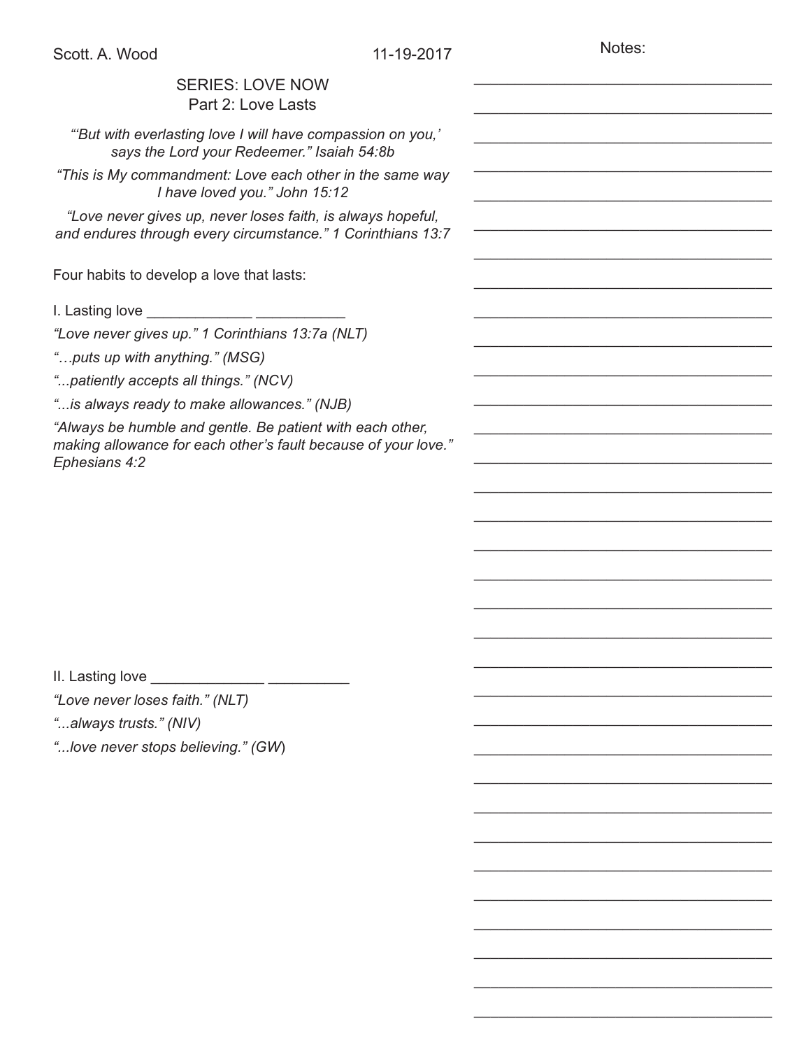Scott. A. Wood 11-19-2017

## SERIES: LOVE NOW
### Part 2: Love Lasts

*"'But with everlasting love I will have compassion on you,' says the Lord your Redeemer." Isaiah 54:8b*

*"This is My commandment: Love each other in the same way I have loved you." John 15:12*

*"Love never gives up, never loses faith, is always hopeful, and endures through every circumstance." 1 Corinthians 13:7*

Four habits to develop a love that lasts:

I. Lasting love _____________ ___________

*"Love never gives up." 1 Corinthians 13:7a (NLT)*

*"…puts up with anything." (MSG)*

*"...patiently accepts all things." (NCV)*

*"...is always ready to make allowances." (NJB)*

*"Always be humble and gentle. Be patient with each other, making allowance for each other's fault because of your love." Ephesians 4:2*

II. Lasting love ______________ __________

*"Love never loses faith." (NLT)*

*"...always trusts." (NIV)*

*"...love never stops believing." (GW)*

Notes:

___________________________________

___________________________________

___________________________________

___________________________________

___________________________________

___________________________________

___________________________________

___________________________________

___________________________________

___________________________________

___________________________________

___________________________________

___________________________________

___________________________________

___________________________________

___________________________________

___________________________________

___________________________________

___________________________________

___________________________________

___________________________________

___________________________________

___________________________________

___________________________________

___________________________________

___________________________________

___________________________________

___________________________________

___________________________________

___________________________________

___________________________________

___________________________________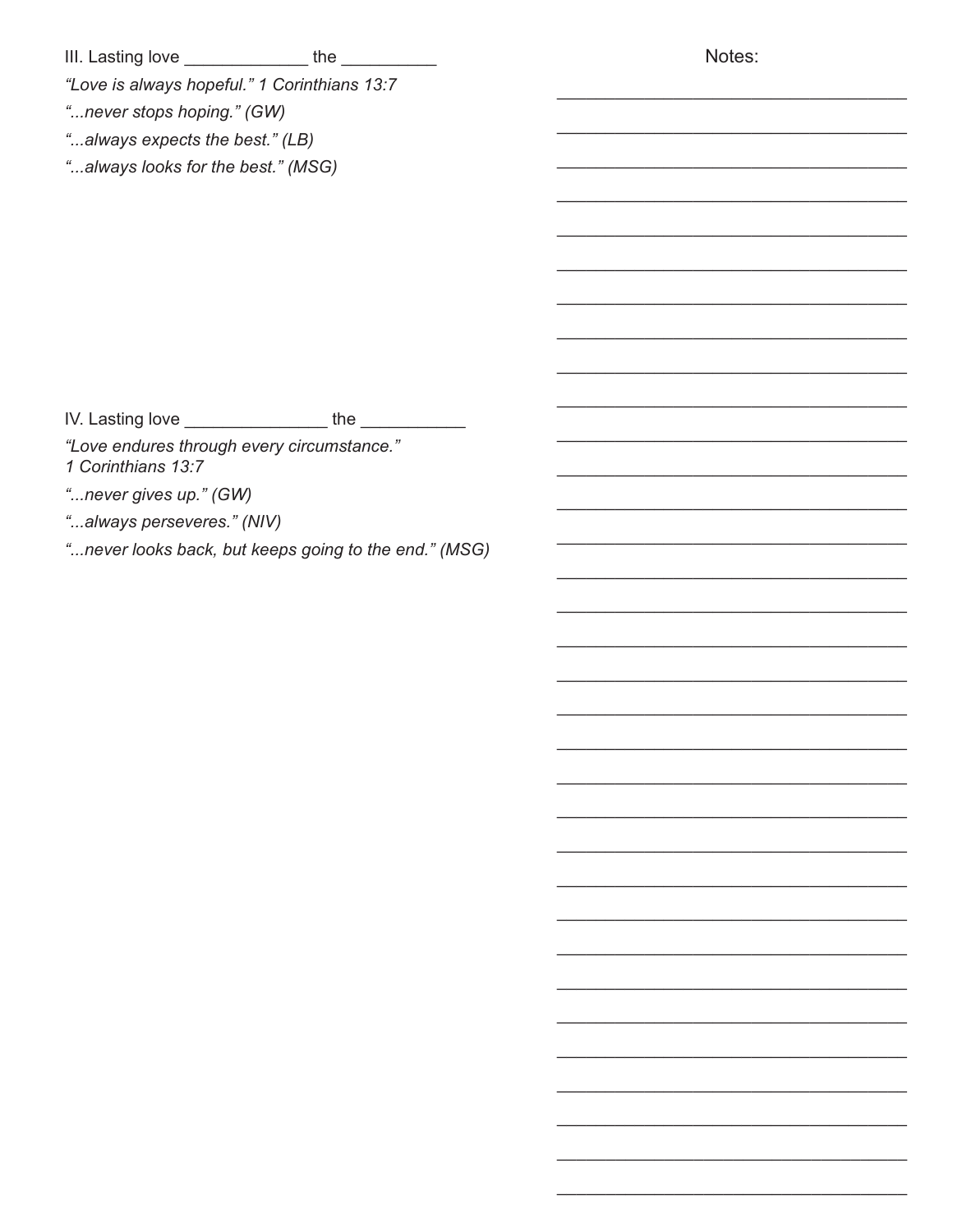III. Lasting love _____________ the __________

*"Love is always hopeful." 1 Corinthians 13:7*

*"...never stops hoping." (GW)*

*"...always expects the best." (LB)*

*"...always looks for the best." (MSG)*

IV. Lasting love _______________ the ___________

*"Love endures through every circumstance."*
*1 Corinthians 13:7*

*"...never gives up." (GW)*

*"...always perseveres." (NIV)*

*"...never looks back, but keeps going to the end." (MSG)*

Notes:

___________________________________

___________________________________

___________________________________

___________________________________

___________________________________

___________________________________

___________________________________

___________________________________

___________________________________

___________________________________

___________________________________

___________________________________

___________________________________

___________________________________

___________________________________

___________________________________

___________________________________

___________________________________

___________________________________

___________________________________

___________________________________

___________________________________

___________________________________

___________________________________

___________________________________

___________________________________

___________________________________

___________________________________

___________________________________

___________________________________

___________________________________

___________________________________

___________________________________